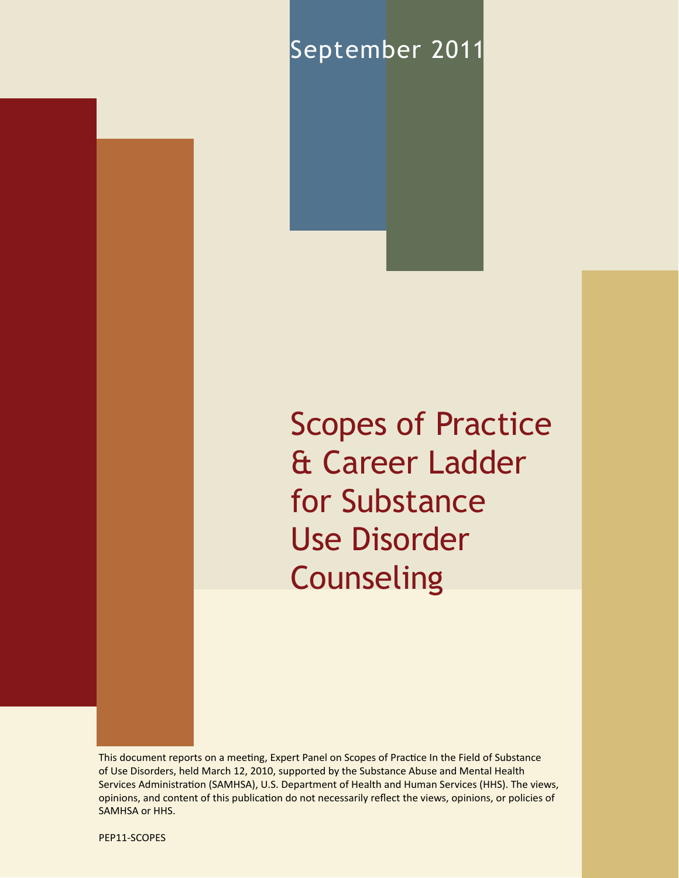September 2011

# Scopes of Practice & Career Ladder for Substance Use Disorder Counseling

This document reports on a meeting, Expert Panel on Scopes of Practice In the Field of Substance of Use Disorders, held March 12, 2010, supported by the Substance Abuse and Mental Health Services Administration (SAMHSA), U.S. Department of Health and Human Services (HHS). The views, opinions, and content of this publication do not necessarily reflect the views, opinions, or policies of SAMHSA or HHS.

PEP11-SCOPES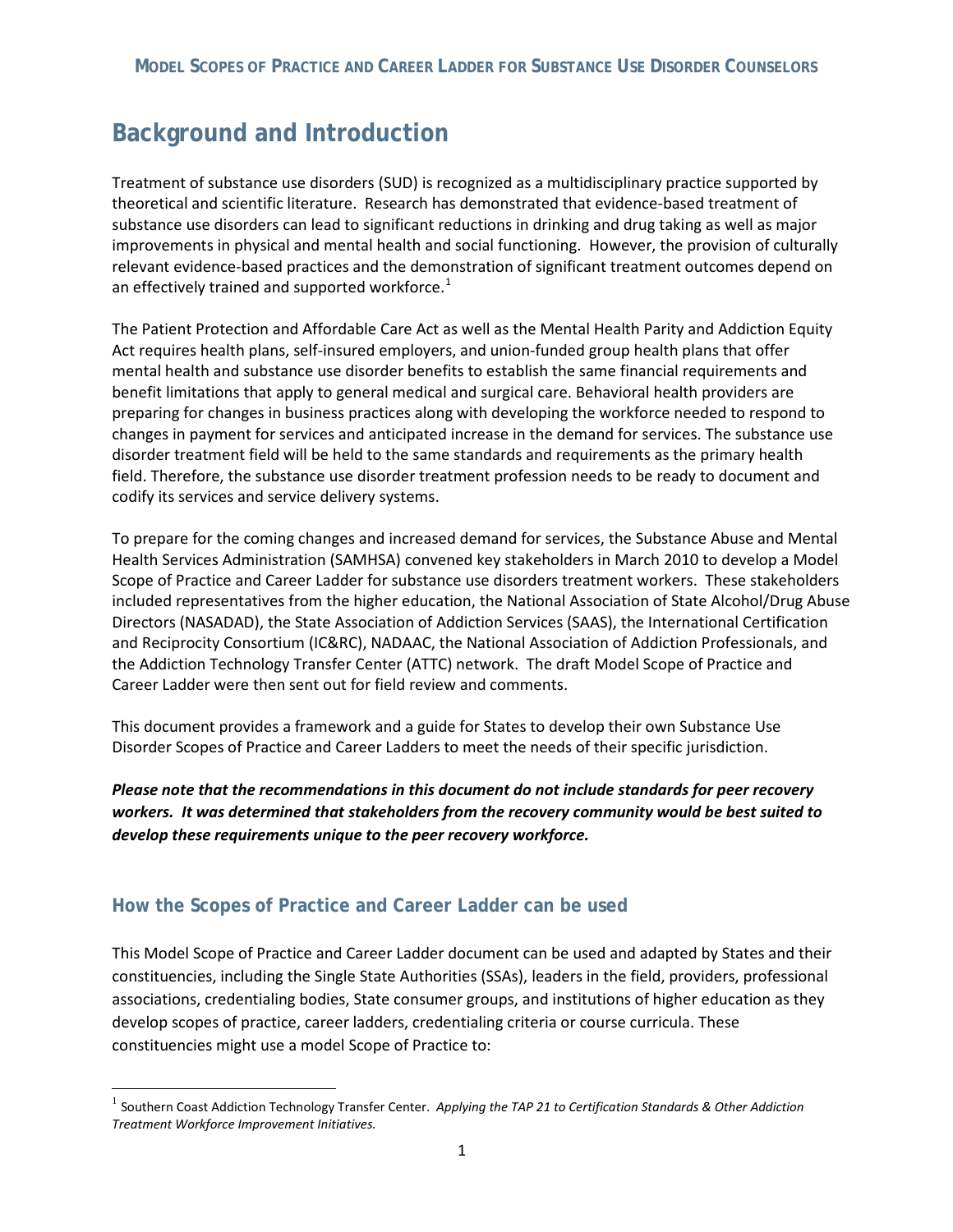# Background and Introduction

Treatment of substance use disorders (SUD) is recognized as a multidisciplinary practice supported by theoretical and scientific literature. Research has demonstrated that evidence-based treatment of substance use disorders can lead to significant reductions in drinking and drug taking as well as major improvements in physical and mental health and social functioning. However, the provision of culturally relevant evidence-based practices and the demonstration of significant treatment outcomes depend on an effectively trained and supported workforce.[1]

The Patient Protection and Affordable Care Act as well as the Mental Health Parity and Addiction Equity Act requires health plans, self-insured employers, and union-funded group health plans that offer mental health and substance use disorder benefits to establish the same financial requirements and benefit limitations that apply to general medical and surgical care. Behavioral health providers are preparing for changes in business practices along with developing the workforce needed to respond to changes in payment for services and anticipated increase in the demand for services. The substance use disorder treatment field will be held to the same standards and requirements as the primary health field. Therefore, the substance use disorder treatment profession needs to be ready to document and codify its services and service delivery systems.

To prepare for the coming changes and increased demand for services, the Substance Abuse and Mental Health Services Administration (SAMHSA) convened key stakeholders in March 2010 to develop a Model Scope of Practice and Career Ladder for substance use disorders treatment workers. These stakeholders included representatives from the higher education, the National Association of State Alcohol/Drug Abuse Directors (NASADAD), the State Association of Addiction Services (SAAS), the International Certification and Reciprocity Consortium (IC&RC), NADAAC, the National Association of Addiction Professionals, and the Addiction Technology Transfer Center (ATTC) network. The draft Model Scope of Practice and Career Ladder were then sent out for field review and comments.

This document provides a framework and a guide for States to develop their own Substance Use Disorder Scopes of Practice and Career Ladders to meet the needs of their specific jurisdiction.

***Please note that the recommendations in this document do not include standards for peer recovery workers. It was determined that stakeholders from the recovery community would be best suited to develop these requirements unique to the peer recovery workforce.***

## How the Scopes of Practice and Career Ladder can be used

This Model Scope of Practice and Career Ladder document can be used and adapted by States and their constituencies, including the Single State Authorities (SSAs), leaders in the field, providers, professional associations, credentialing bodies, State consumer groups, and institutions of higher education as they develop scopes of practice, career ladders, credentialing criteria or course curricula. These constituencies might use a model Scope of Practice to:

[1] Southern Coast Addiction Technology Transfer Center. *Applying the TAP 21 to Certification Standards & Other Addiction Treatment Workforce Improvement Initiatives.*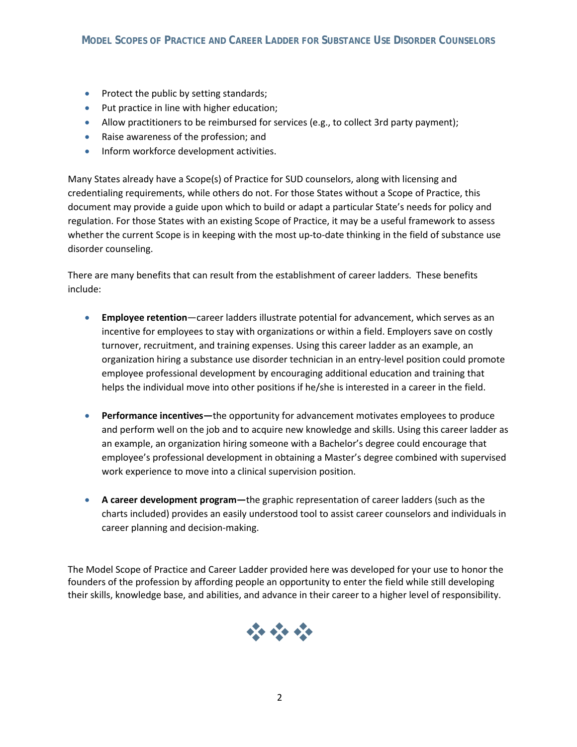- Protect the public by setting standards;
- Put practice in line with higher education;
- Allow practitioners to be reimbursed for services (e.g., to collect 3rd party payment);
- Raise awareness of the profession; and
- Inform workforce development activities.

Many States already have a Scope(s) of Practice for SUD counselors, along with licensing and credentialing requirements, while others do not. For those States without a Scope of Practice, this document may provide a guide upon which to build or adapt a particular State's needs for policy and regulation. For those States with an existing Scope of Practice, it may be a useful framework to assess whether the current Scope is in keeping with the most up-to-date thinking in the field of substance use disorder counseling.

There are many benefits that can result from the establishment of career ladders. These benefits include:

- **Employee retention**—career ladders illustrate potential for advancement, which serves as an incentive for employees to stay with organizations or within a field. Employers save on costly turnover, recruitment, and training expenses. Using this career ladder as an example, an organization hiring a substance use disorder technician in an entry-level position could promote employee professional development by encouraging additional education and training that helps the individual move into other positions if he/she is interested in a career in the field.

- **Performance incentives—**the opportunity for advancement motivates employees to produce and perform well on the job and to acquire new knowledge and skills. Using this career ladder as an example, an organization hiring someone with a Bachelor's degree could encourage that employee's professional development in obtaining a Master's degree combined with supervised work experience to move into a clinical supervision position.

- **A career development program—**the graphic representation of career ladders (such as the charts included) provides an easily understood tool to assist career counselors and individuals in career planning and decision-making.

The Model Scope of Practice and Career Ladder provided here was developed for your use to honor the founders of the profession by affording people an opportunity to enter the field while still developing their skills, knowledge base, and abilities, and advance in their career to a higher level of responsibility.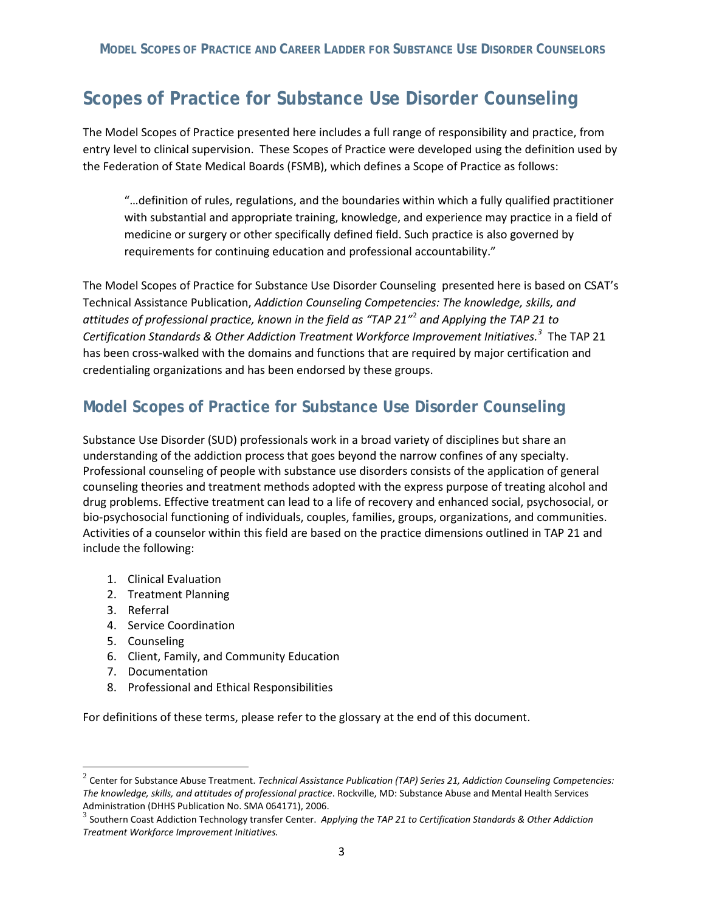# Scopes of Practice for Substance Use Disorder Counseling

The Model Scopes of Practice presented here includes a full range of responsibility and practice, from entry level to clinical supervision. These Scopes of Practice were developed using the definition used by the Federation of State Medical Boards (FSMB), which defines a Scope of Practice as follows:

> "…definition of rules, regulations, and the boundaries within which a fully qualified practitioner with substantial and appropriate training, knowledge, and experience may practice in a field of medicine or surgery or other specifically defined field. Such practice is also governed by requirements for continuing education and professional accountability."

The Model Scopes of Practice for Substance Use Disorder Counseling presented here is based on CSAT's Technical Assistance Publication, *Addiction Counseling Competencies: The knowledge, skills, and attitudes of professional practice, known in the field as "TAP 21"*[2] *and Applying the TAP 21 to Certification Standards & Other Addiction Treatment Workforce Improvement Initiatives.*[3] The TAP 21 has been cross-walked with the domains and functions that are required by major certification and credentialing organizations and has been endorsed by these groups.

## Model Scopes of Practice for Substance Use Disorder Counseling

Substance Use Disorder (SUD) professionals work in a broad variety of disciplines but share an understanding of the addiction process that goes beyond the narrow confines of any specialty. Professional counseling of people with substance use disorders consists of the application of general counseling theories and treatment methods adopted with the express purpose of treating alcohol and drug problems. Effective treatment can lead to a life of recovery and enhanced social, psychosocial, or bio-psychosocial functioning of individuals, couples, families, groups, organizations, and communities. Activities of a counselor within this field are based on the practice dimensions outlined in TAP 21 and include the following:

1. Clinical Evaluation
2. Treatment Planning
3. Referral
4. Service Coordination
5. Counseling
6. Client, Family, and Community Education
7. Documentation
8. Professional and Ethical Responsibilities

For definitions of these terms, please refer to the glossary at the end of this document.

---

[2] Center for Substance Abuse Treatment. *Technical Assistance Publication (TAP) Series 21, Addiction Counseling Competencies: The knowledge, skills, and attitudes of professional practice*. Rockville, MD: Substance Abuse and Mental Health Services Administration (DHHS Publication No. SMA 064171), 2006.

[3] Southern Coast Addiction Technology transfer Center. *Applying the TAP 21 to Certification Standards & Other Addiction Treatment Workforce Improvement Initiatives.*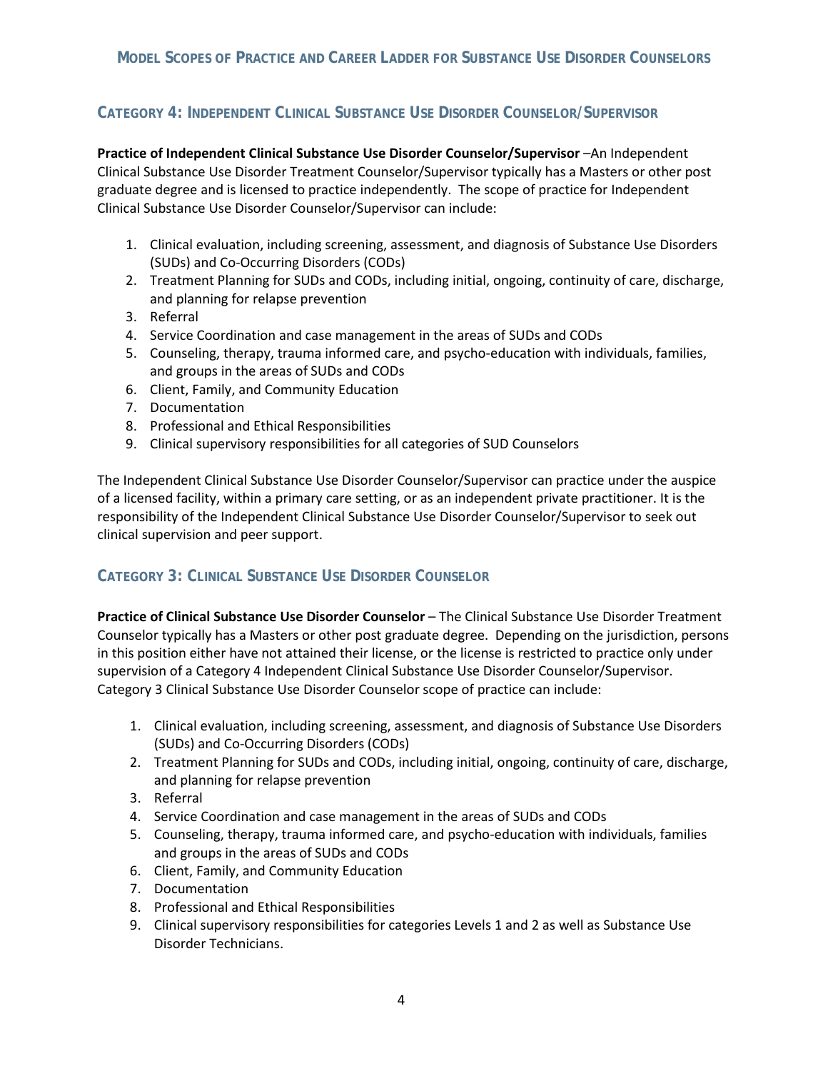## Category 4: Independent Clinical Substance Use Disorder Counselor/Supervisor

**Practice of Independent Clinical Substance Use Disorder Counselor/Supervisor** –An Independent Clinical Substance Use Disorder Treatment Counselor/Supervisor typically has a Masters or other post graduate degree and is licensed to practice independently. The scope of practice for Independent Clinical Substance Use Disorder Counselor/Supervisor can include:

1. Clinical evaluation, including screening, assessment, and diagnosis of Substance Use Disorders (SUDs) and Co-Occurring Disorders (CODs)
2. Treatment Planning for SUDs and CODs, including initial, ongoing, continuity of care, discharge, and planning for relapse prevention
3. Referral
4. Service Coordination and case management in the areas of SUDs and CODs
5. Counseling, therapy, trauma informed care, and psycho-education with individuals, families, and groups in the areas of SUDs and CODs
6. Client, Family, and Community Education
7. Documentation
8. Professional and Ethical Responsibilities
9. Clinical supervisory responsibilities for all categories of SUD Counselors

The Independent Clinical Substance Use Disorder Counselor/Supervisor can practice under the auspice of a licensed facility, within a primary care setting, or as an independent private practitioner. It is the responsibility of the Independent Clinical Substance Use Disorder Counselor/Supervisor to seek out clinical supervision and peer support.

## Category 3: Clinical Substance Use Disorder Counselor

**Practice of Clinical Substance Use Disorder Counselor** – The Clinical Substance Use Disorder Treatment Counselor typically has a Masters or other post graduate degree. Depending on the jurisdiction, persons in this position either have not attained their license, or the license is restricted to practice only under supervision of a Category 4 Independent Clinical Substance Use Disorder Counselor/Supervisor. Category 3 Clinical Substance Use Disorder Counselor scope of practice can include:

1. Clinical evaluation, including screening, assessment, and diagnosis of Substance Use Disorders (SUDs) and Co-Occurring Disorders (CODs)
2. Treatment Planning for SUDs and CODs, including initial, ongoing, continuity of care, discharge, and planning for relapse prevention
3. Referral
4. Service Coordination and case management in the areas of SUDs and CODs
5. Counseling, therapy, trauma informed care, and psycho-education with individuals, families and groups in the areas of SUDs and CODs
6. Client, Family, and Community Education
7. Documentation
8. Professional and Ethical Responsibilities
9. Clinical supervisory responsibilities for categories Levels 1 and 2 as well as Substance Use Disorder Technicians.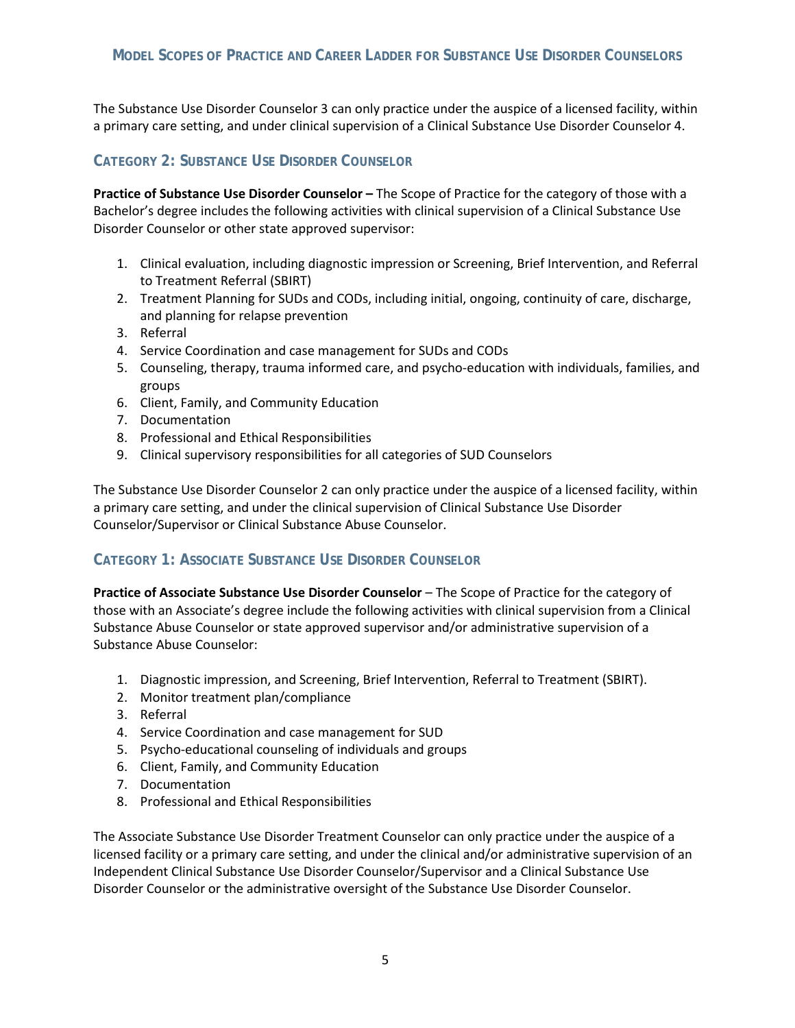The Substance Use Disorder Counselor 3 can only practice under the auspice of a licensed facility, within a primary care setting, and under clinical supervision of a Clinical Substance Use Disorder Counselor 4.

## CATEGORY 2: SUBSTANCE USE DISORDER COUNSELOR

**Practice of Substance Use Disorder Counselor –** The Scope of Practice for the category of those with a Bachelor's degree includes the following activities with clinical supervision of a Clinical Substance Use Disorder Counselor or other state approved supervisor:

1. Clinical evaluation, including diagnostic impression or Screening, Brief Intervention, and Referral to Treatment Referral (SBIRT)
2. Treatment Planning for SUDs and CODs, including initial, ongoing, continuity of care, discharge, and planning for relapse prevention
3. Referral
4. Service Coordination and case management for SUDs and CODs
5. Counseling, therapy, trauma informed care, and psycho-education with individuals, families, and groups
6. Client, Family, and Community Education
7. Documentation
8. Professional and Ethical Responsibilities
9. Clinical supervisory responsibilities for all categories of SUD Counselors

The Substance Use Disorder Counselor 2 can only practice under the auspice of a licensed facility, within a primary care setting, and under the clinical supervision of Clinical Substance Use Disorder Counselor/Supervisor or Clinical Substance Abuse Counselor.

## CATEGORY 1: ASSOCIATE SUBSTANCE USE DISORDER COUNSELOR

**Practice of Associate Substance Use Disorder Counselor** – The Scope of Practice for the category of those with an Associate's degree include the following activities with clinical supervision from a Clinical Substance Abuse Counselor or state approved supervisor and/or administrative supervision of a Substance Abuse Counselor:

1. Diagnostic impression, and Screening, Brief Intervention, Referral to Treatment (SBIRT).
2. Monitor treatment plan/compliance
3. Referral
4. Service Coordination and case management for SUD
5. Psycho-educational counseling of individuals and groups
6. Client, Family, and Community Education
7. Documentation
8. Professional and Ethical Responsibilities

The Associate Substance Use Disorder Treatment Counselor can only practice under the auspice of a licensed facility or a primary care setting, and under the clinical and/or administrative supervision of an Independent Clinical Substance Use Disorder Counselor/Supervisor and a Clinical Substance Use Disorder Counselor or the administrative oversight of the Substance Use Disorder Counselor.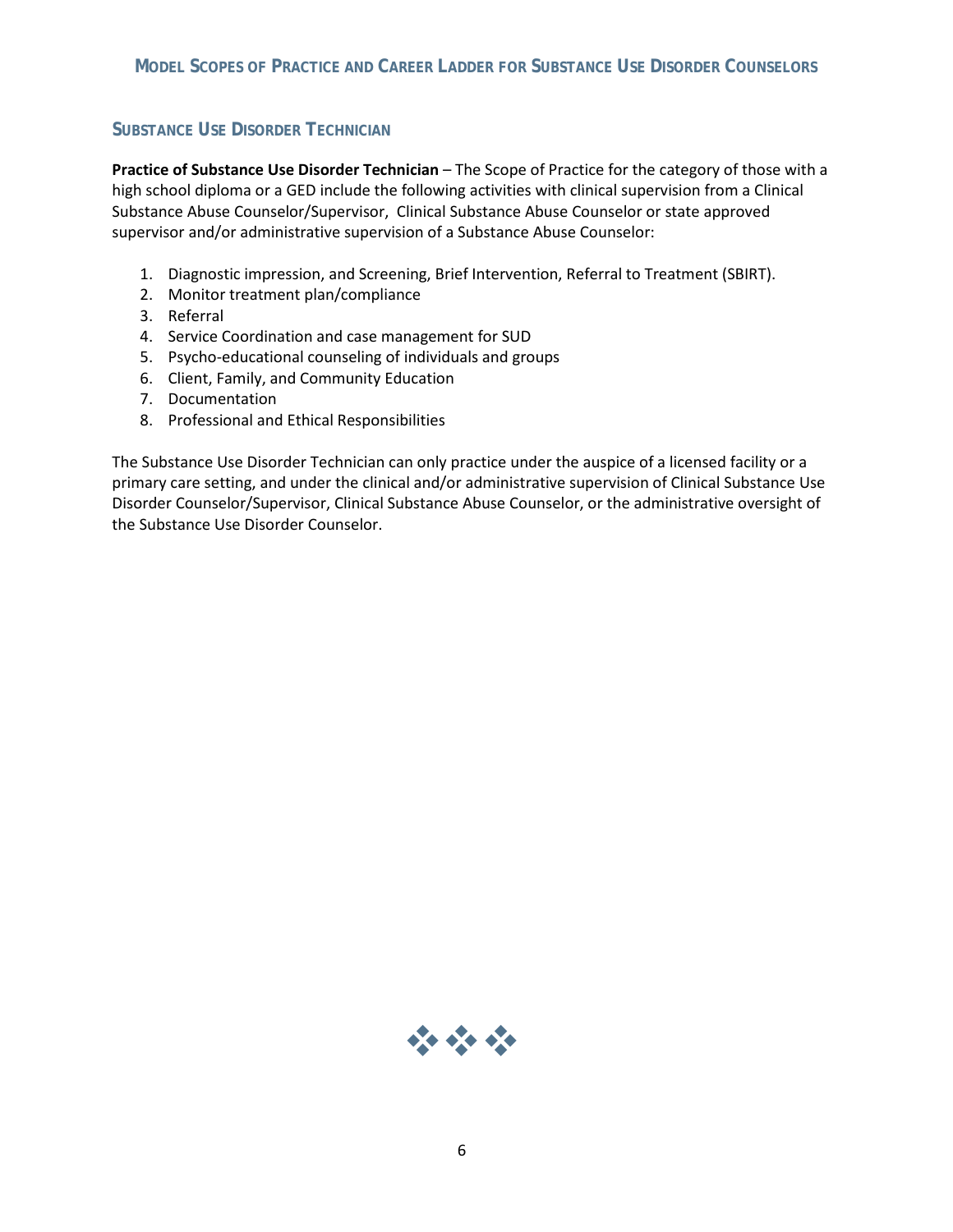## Substance Use Disorder Technician

**Practice of Substance Use Disorder Technician** – The Scope of Practice for the category of those with a high school diploma or a GED include the following activities with clinical supervision from a Clinical Substance Abuse Counselor/Supervisor, Clinical Substance Abuse Counselor or state approved supervisor and/or administrative supervision of a Substance Abuse Counselor:

1. Diagnostic impression, and Screening, Brief Intervention, Referral to Treatment (SBIRT).
2. Monitor treatment plan/compliance
3. Referral
4. Service Coordination and case management for SUD
5. Psycho-educational counseling of individuals and groups
6. Client, Family, and Community Education
7. Documentation
8. Professional and Ethical Responsibilities

The Substance Use Disorder Technician can only practice under the auspice of a licensed facility or a primary care setting, and under the clinical and/or administrative supervision of Clinical Substance Use Disorder Counselor/Supervisor, Clinical Substance Abuse Counselor, or the administrative oversight of the Substance Use Disorder Counselor.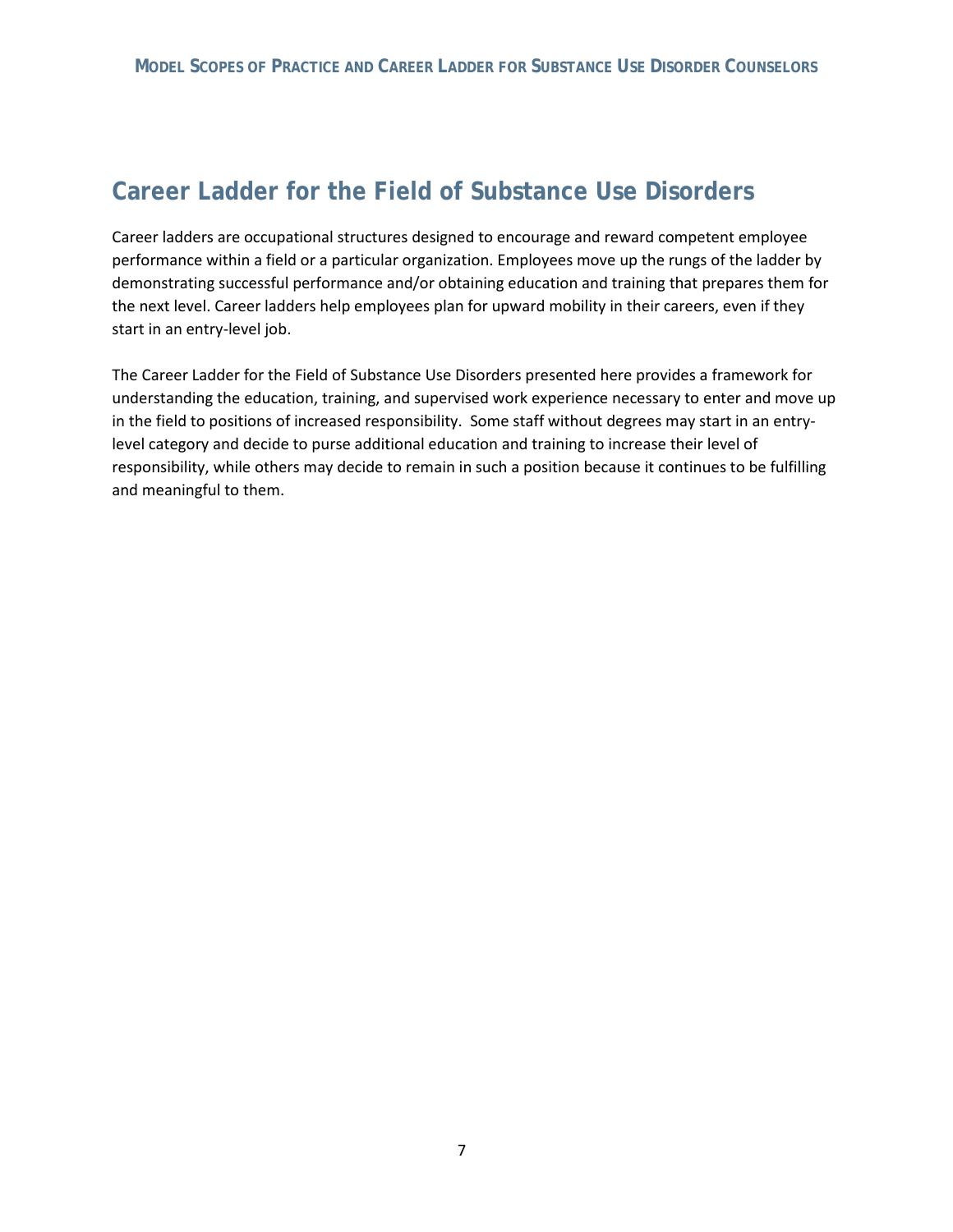## Career Ladder for the Field of Substance Use Disorders

Career ladders are occupational structures designed to encourage and reward competent employee performance within a field or a particular organization. Employees move up the rungs of the ladder by demonstrating successful performance and/or obtaining education and training that prepares them for the next level. Career ladders help employees plan for upward mobility in their careers, even if they start in an entry-level job.

The Career Ladder for the Field of Substance Use Disorders presented here provides a framework for understanding the education, training, and supervised work experience necessary to enter and move up in the field to positions of increased responsibility. Some staff without degrees may start in an entry-level category and decide to purse additional education and training to increase their level of responsibility, while others may decide to remain in such a position because it continues to be fulfilling and meaningful to them.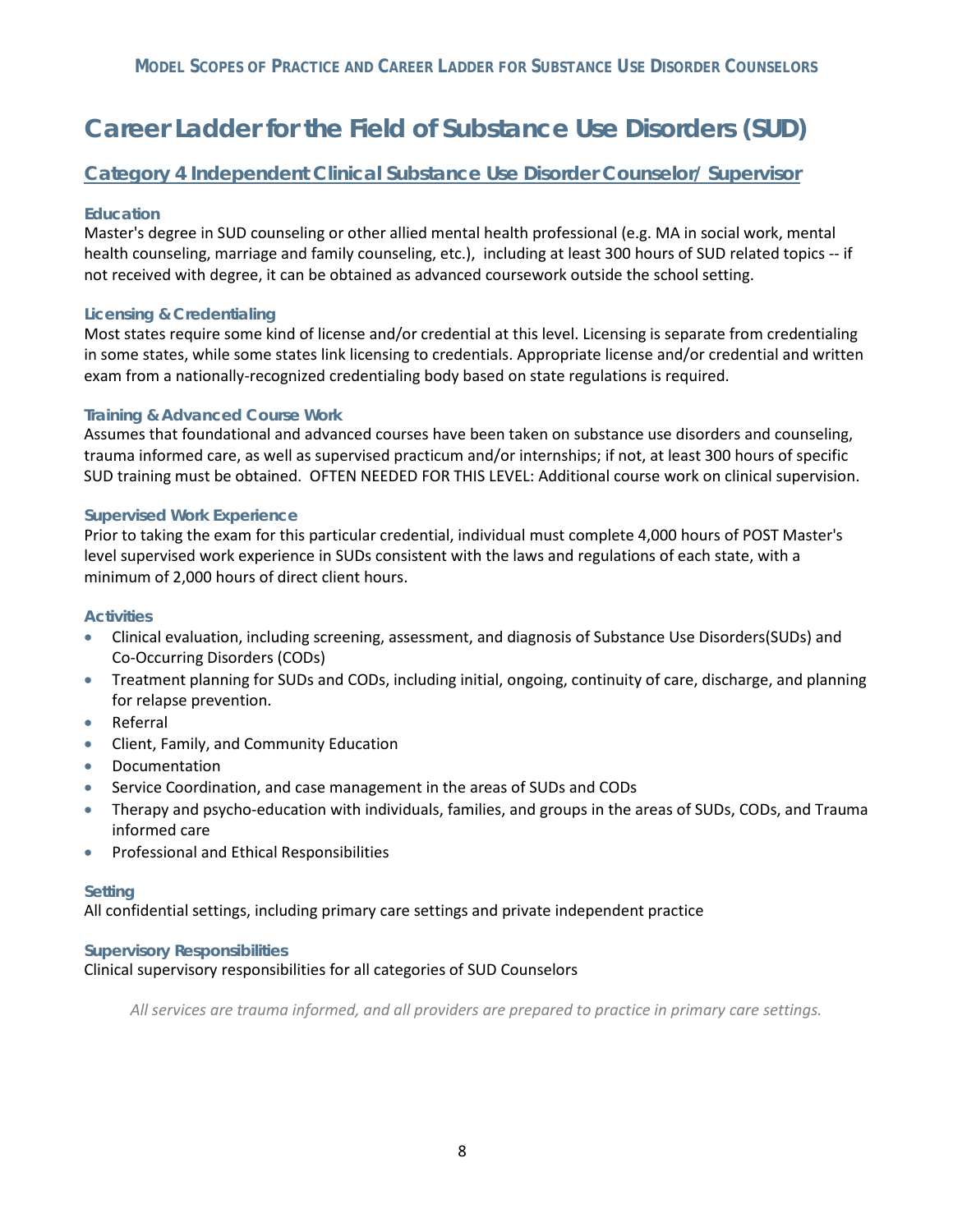# Career Ladder for the Field of Substance Use Disorders (SUD)

## Category 4 Independent Clinical Substance Use Disorder Counselor/ Supervisor

### Education

Master's degree in SUD counseling or other allied mental health professional (e.g. MA in social work, mental health counseling, marriage and family counseling, etc.), including at least 300 hours of SUD related topics -- if not received with degree, it can be obtained as advanced coursework outside the school setting.

### Licensing & Credentialing

Most states require some kind of license and/or credential at this level. Licensing is separate from credentialing in some states, while some states link licensing to credentials. Appropriate license and/or credential and written exam from a nationally-recognized credentialing body based on state regulations is required.

### Training & Advanced Course Work

Assumes that foundational and advanced courses have been taken on substance use disorders and counseling, trauma informed care, as well as supervised practicum and/or internships; if not, at least 300 hours of specific SUD training must be obtained. OFTEN NEEDED FOR THIS LEVEL: Additional course work on clinical supervision.

### Supervised Work Experience

Prior to taking the exam for this particular credential, individual must complete 4,000 hours of POST Master's level supervised work experience in SUDs consistent with the laws and regulations of each state, with a minimum of 2,000 hours of direct client hours.

### Activities

- Clinical evaluation, including screening, assessment, and diagnosis of Substance Use Disorders(SUDs) and Co-Occurring Disorders (CODs)
- Treatment planning for SUDs and CODs, including initial, ongoing, continuity of care, discharge, and planning for relapse prevention.
- Referral
- Client, Family, and Community Education
- Documentation
- Service Coordination, and case management in the areas of SUDs and CODs
- Therapy and psycho-education with individuals, families, and groups in the areas of SUDs, CODs, and Trauma informed care
- Professional and Ethical Responsibilities

### Setting

All confidential settings, including primary care settings and private independent practice

### Supervisory Responsibilities

Clinical supervisory responsibilities for all categories of SUD Counselors

*All services are trauma informed, and all providers are prepared to practice in primary care settings.*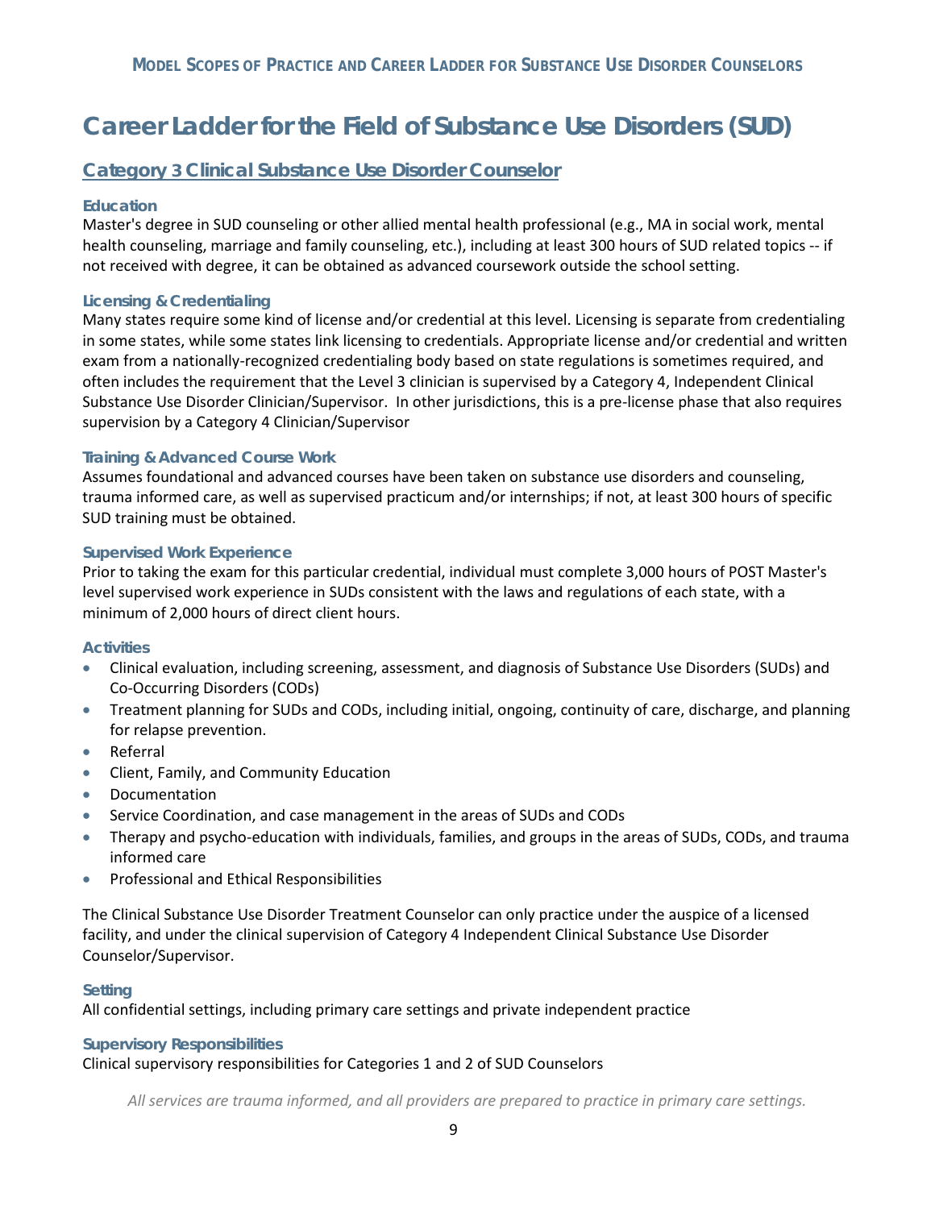# Career Ladder for the Field of Substance Use Disorders (SUD)

## Category 3 Clinical Substance Use Disorder Counselor

### Education

Master's degree in SUD counseling or other allied mental health professional (e.g., MA in social work, mental health counseling, marriage and family counseling, etc.), including at least 300 hours of SUD related topics -- if not received with degree, it can be obtained as advanced coursework outside the school setting.

### Licensing & Credentialing

Many states require some kind of license and/or credential at this level. Licensing is separate from credentialing in some states, while some states link licensing to credentials. Appropriate license and/or credential and written exam from a nationally-recognized credentialing body based on state regulations is sometimes required, and often includes the requirement that the Level 3 clinician is supervised by a Category 4, Independent Clinical Substance Use Disorder Clinician/Supervisor. In other jurisdictions, this is a pre-license phase that also requires supervision by a Category 4 Clinician/Supervisor

### Training & Advanced Course Work

Assumes foundational and advanced courses have been taken on substance use disorders and counseling, trauma informed care, as well as supervised practicum and/or internships; if not, at least 300 hours of specific SUD training must be obtained.

### Supervised Work Experience

Prior to taking the exam for this particular credential, individual must complete 3,000 hours of POST Master's level supervised work experience in SUDs consistent with the laws and regulations of each state, with a minimum of 2,000 hours of direct client hours.

### Activities

- Clinical evaluation, including screening, assessment, and diagnosis of Substance Use Disorders (SUDs) and Co-Occurring Disorders (CODs)
- Treatment planning for SUDs and CODs, including initial, ongoing, continuity of care, discharge, and planning for relapse prevention.
- Referral
- Client, Family, and Community Education
- Documentation
- Service Coordination, and case management in the areas of SUDs and CODs
- Therapy and psycho-education with individuals, families, and groups in the areas of SUDs, CODs, and trauma informed care
- Professional and Ethical Responsibilities

The Clinical Substance Use Disorder Treatment Counselor can only practice under the auspice of a licensed facility, and under the clinical supervision of Category 4 Independent Clinical Substance Use Disorder Counselor/Supervisor.

### Setting

All confidential settings, including primary care settings and private independent practice

### Supervisory Responsibilities

Clinical supervisory responsibilities for Categories 1 and 2 of SUD Counselors

*All services are trauma informed, and all providers are prepared to practice in primary care settings.*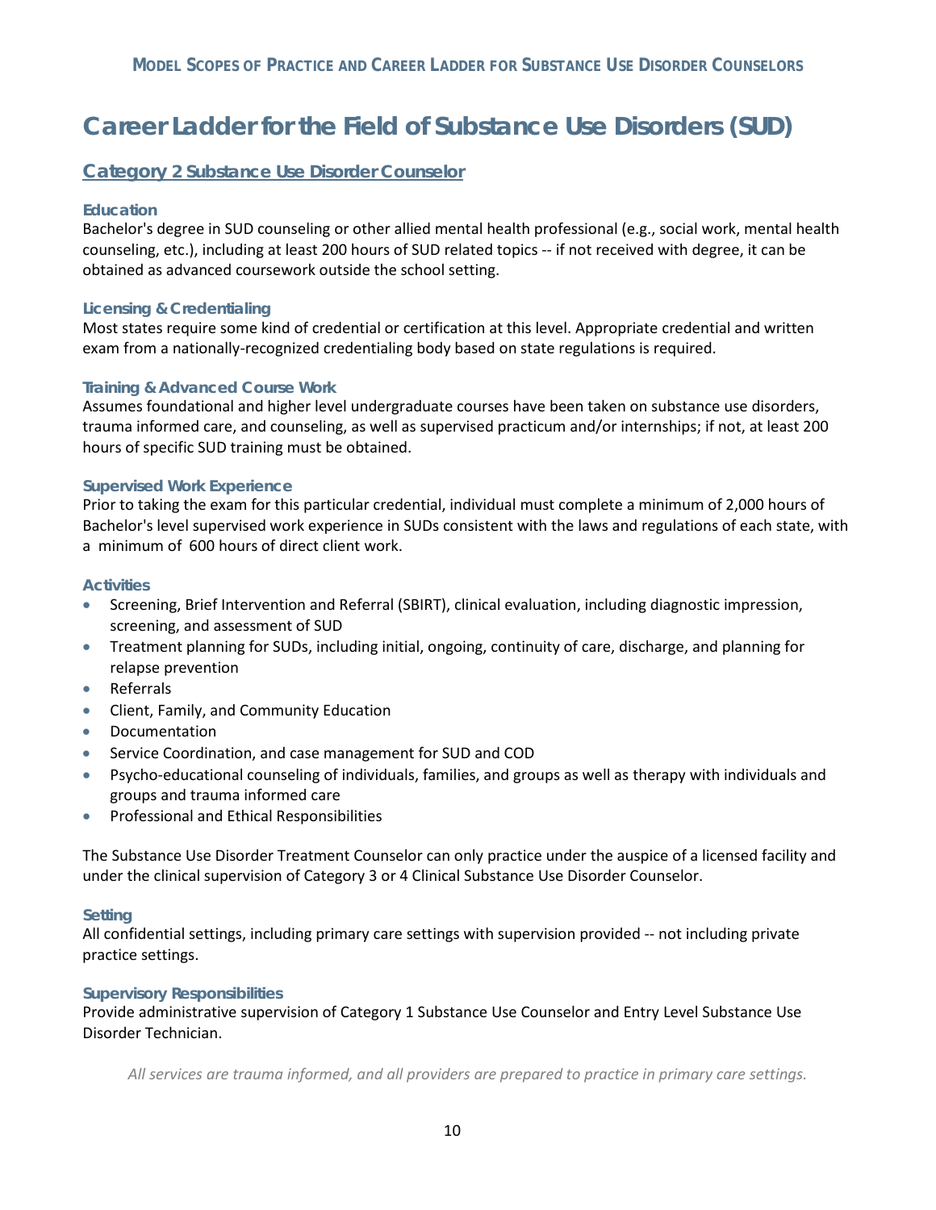# Career Ladder for the Field of Substance Use Disorders (SUD)

## Category 2 Substance Use Disorder Counselor

### Education

Bachelor's degree in SUD counseling or other allied mental health professional (e.g., social work, mental health counseling, etc.), including at least 200 hours of SUD related topics -- if not received with degree, it can be obtained as advanced coursework outside the school setting.

### Licensing & Credentialing

Most states require some kind of credential or certification at this level. Appropriate credential and written exam from a nationally-recognized credentialing body based on state regulations is required.

### Training & Advanced Course Work

Assumes foundational and higher level undergraduate courses have been taken on substance use disorders, trauma informed care, and counseling, as well as supervised practicum and/or internships; if not, at least 200 hours of specific SUD training must be obtained.

### Supervised Work Experience

Prior to taking the exam for this particular credential, individual must complete a minimum of 2,000 hours of Bachelor's level supervised work experience in SUDs consistent with the laws and regulations of each state, with a minimum of 600 hours of direct client work.

### Activities

- Screening, Brief Intervention and Referral (SBIRT), clinical evaluation, including diagnostic impression, screening, and assessment of SUD
- Treatment planning for SUDs, including initial, ongoing, continuity of care, discharge, and planning for relapse prevention
- Referrals
- Client, Family, and Community Education
- Documentation
- Service Coordination, and case management for SUD and COD
- Psycho-educational counseling of individuals, families, and groups as well as therapy with individuals and groups and trauma informed care
- Professional and Ethical Responsibilities

The Substance Use Disorder Treatment Counselor can only practice under the auspice of a licensed facility and under the clinical supervision of Category 3 or 4 Clinical Substance Use Disorder Counselor.

### Setting

All confidential settings, including primary care settings with supervision provided -- not including private practice settings.

### Supervisory Responsibilities

Provide administrative supervision of Category 1 Substance Use Counselor and Entry Level Substance Use Disorder Technician.

*All services are trauma informed, and all providers are prepared to practice in primary care settings.*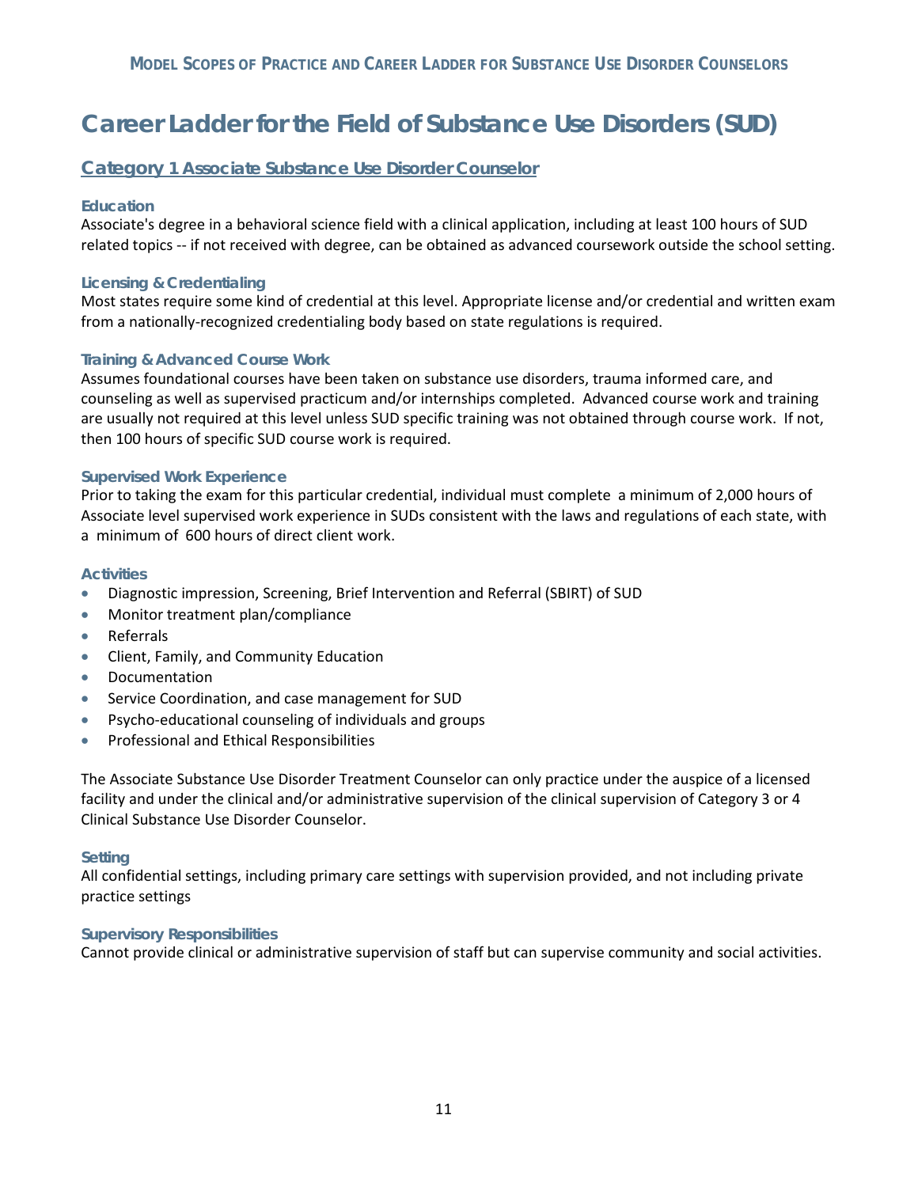# Career Ladder for the Field of Substance Use Disorders (SUD)

## Category 1 Associate Substance Use Disorder Counselor

### Education

Associate's degree in a behavioral science field with a clinical application, including at least 100 hours of SUD related topics -- if not received with degree, can be obtained as advanced coursework outside the school setting.

### Licensing & Credentialing

Most states require some kind of credential at this level. Appropriate license and/or credential and written exam from a nationally-recognized credentialing body based on state regulations is required.

### Training & Advanced Course Work

Assumes foundational courses have been taken on substance use disorders, trauma informed care, and counseling as well as supervised practicum and/or internships completed. Advanced course work and training are usually not required at this level unless SUD specific training was not obtained through course work. If not, then 100 hours of specific SUD course work is required.

### Supervised Work Experience

Prior to taking the exam for this particular credential, individual must complete a minimum of 2,000 hours of Associate level supervised work experience in SUDs consistent with the laws and regulations of each state, with a minimum of 600 hours of direct client work.

### Activities

- Diagnostic impression, Screening, Brief Intervention and Referral (SBIRT) of SUD
- Monitor treatment plan/compliance
- Referrals
- Client, Family, and Community Education
- Documentation
- Service Coordination, and case management for SUD
- Psycho-educational counseling of individuals and groups
- Professional and Ethical Responsibilities

The Associate Substance Use Disorder Treatment Counselor can only practice under the auspice of a licensed facility and under the clinical and/or administrative supervision of the clinical supervision of Category 3 or 4 Clinical Substance Use Disorder Counselor.

### Setting

All confidential settings, including primary care settings with supervision provided, and not including private practice settings

### Supervisory Responsibilities

Cannot provide clinical or administrative supervision of staff but can supervise community and social activities.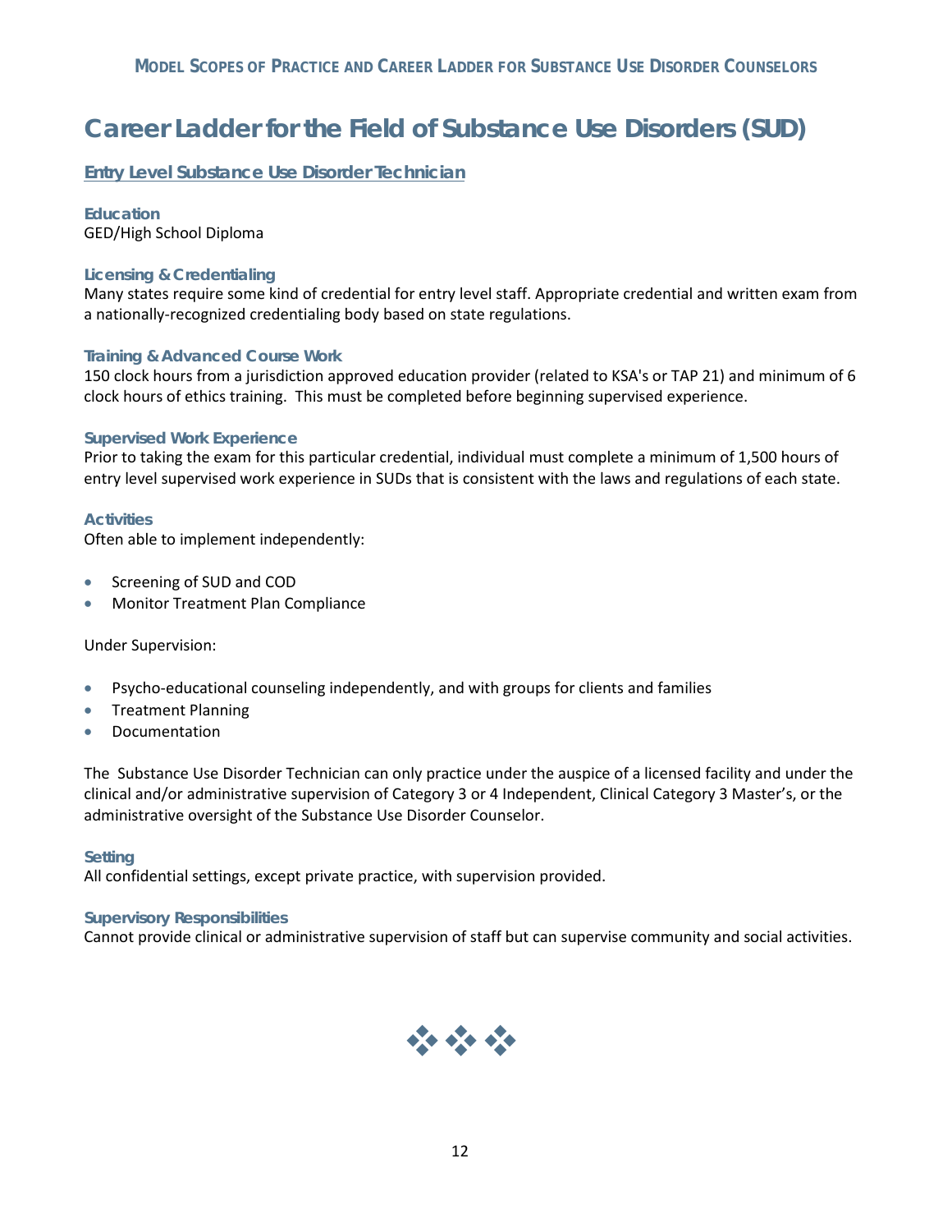# Career Ladder for the Field of Substance Use Disorders (SUD)

## Entry Level Substance Use Disorder Technician

### Education

GED/High School Diploma

### Licensing & Credentialing

Many states require some kind of credential for entry level staff. Appropriate credential and written exam from a nationally-recognized credentialing body based on state regulations.

### Training & Advanced Course Work

150 clock hours from a jurisdiction approved education provider (related to KSA's or TAP 21) and minimum of 6 clock hours of ethics training. This must be completed before beginning supervised experience.

### Supervised Work Experience

Prior to taking the exam for this particular credential, individual must complete a minimum of 1,500 hours of entry level supervised work experience in SUDs that is consistent with the laws and regulations of each state.

### Activities

Often able to implement independently:

- Screening of SUD and COD
- Monitor Treatment Plan Compliance

Under Supervision:

- Psycho-educational counseling independently, and with groups for clients and families
- Treatment Planning
- Documentation

The Substance Use Disorder Technician can only practice under the auspice of a licensed facility and under the clinical and/or administrative supervision of Category 3 or 4 Independent, Clinical Category 3 Master's, or the administrative oversight of the Substance Use Disorder Counselor.

### Setting

All confidential settings, except private practice, with supervision provided.

### Supervisory Responsibilities

Cannot provide clinical or administrative supervision of staff but can supervise community and social activities.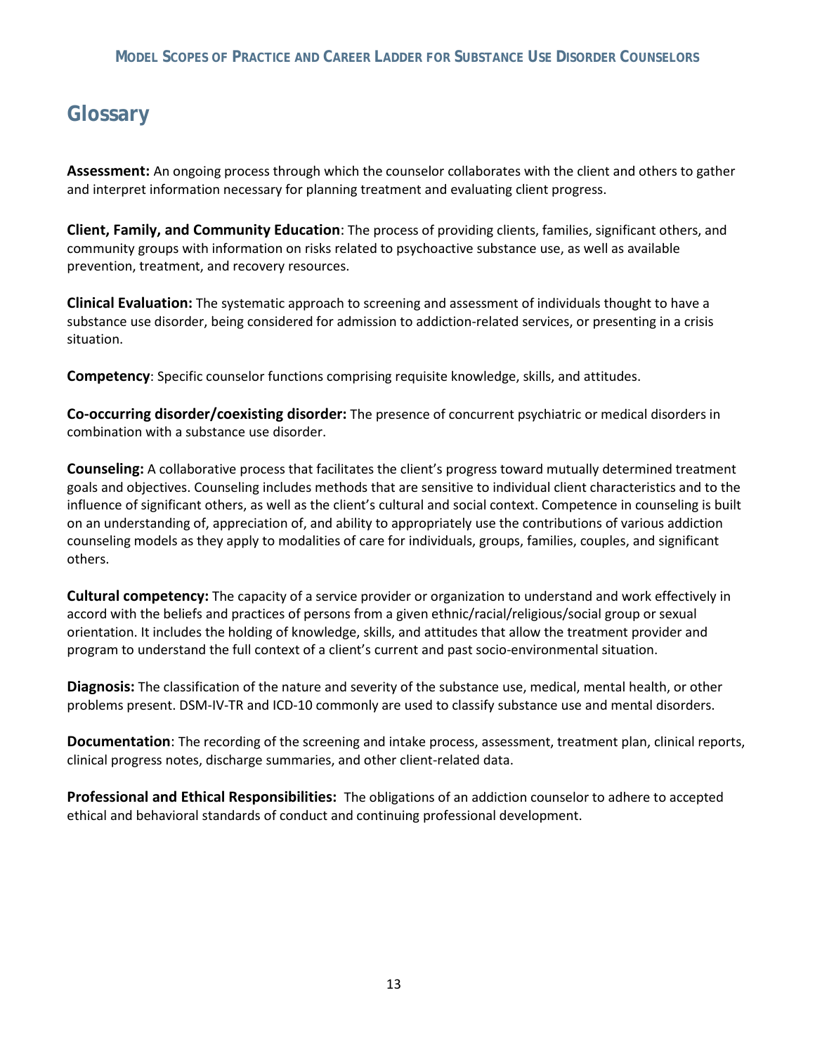# Glossary

**Assessment:** An ongoing process through which the counselor collaborates with the client and others to gather and interpret information necessary for planning treatment and evaluating client progress.

**Client, Family, and Community Education**: The process of providing clients, families, significant others, and community groups with information on risks related to psychoactive substance use, as well as available prevention, treatment, and recovery resources.

**Clinical Evaluation:** The systematic approach to screening and assessment of individuals thought to have a substance use disorder, being considered for admission to addiction-related services, or presenting in a crisis situation.

**Competency**: Specific counselor functions comprising requisite knowledge, skills, and attitudes.

**Co-occurring disorder/coexisting disorder:** The presence of concurrent psychiatric or medical disorders in combination with a substance use disorder.

**Counseling:** A collaborative process that facilitates the client's progress toward mutually determined treatment goals and objectives. Counseling includes methods that are sensitive to individual client characteristics and to the influence of significant others, as well as the client's cultural and social context. Competence in counseling is built on an understanding of, appreciation of, and ability to appropriately use the contributions of various addiction counseling models as they apply to modalities of care for individuals, groups, families, couples, and significant others.

**Cultural competency:** The capacity of a service provider or organization to understand and work effectively in accord with the beliefs and practices of persons from a given ethnic/racial/religious/social group or sexual orientation. It includes the holding of knowledge, skills, and attitudes that allow the treatment provider and program to understand the full context of a client's current and past socio-environmental situation.

**Diagnosis:** The classification of the nature and severity of the substance use, medical, mental health, or other problems present. DSM-IV-TR and ICD-10 commonly are used to classify substance use and mental disorders.

**Documentation**: The recording of the screening and intake process, assessment, treatment plan, clinical reports, clinical progress notes, discharge summaries, and other client-related data.

**Professional and Ethical Responsibilities:** The obligations of an addiction counselor to adhere to accepted ethical and behavioral standards of conduct and continuing professional development.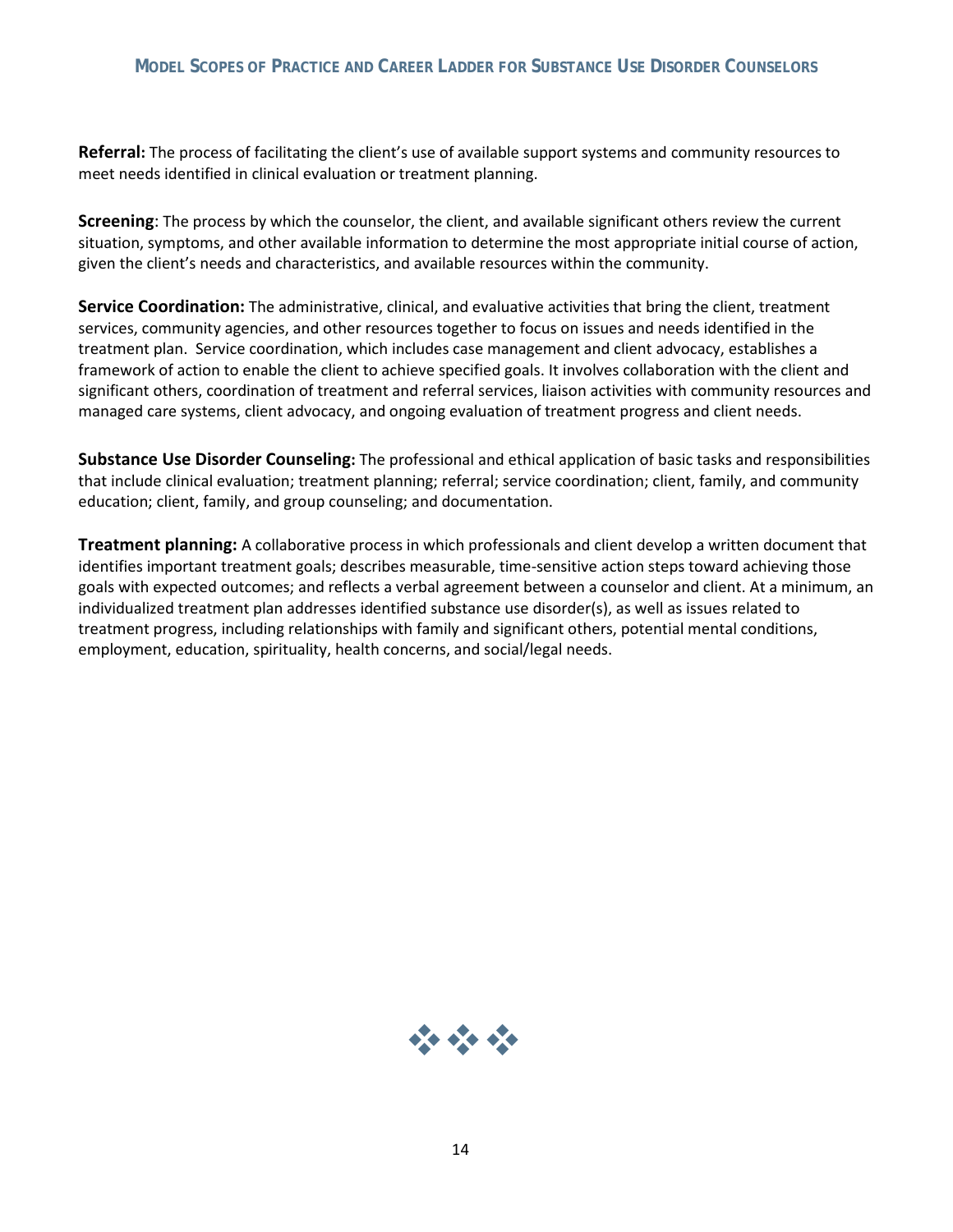**Referral:** The process of facilitating the client's use of available support systems and community resources to meet needs identified in clinical evaluation or treatment planning.

**Screening**: The process by which the counselor, the client, and available significant others review the current situation, symptoms, and other available information to determine the most appropriate initial course of action, given the client's needs and characteristics, and available resources within the community.

**Service Coordination:** The administrative, clinical, and evaluative activities that bring the client, treatment services, community agencies, and other resources together to focus on issues and needs identified in the treatment plan. Service coordination, which includes case management and client advocacy, establishes a framework of action to enable the client to achieve specified goals. It involves collaboration with the client and significant others, coordination of treatment and referral services, liaison activities with community resources and managed care systems, client advocacy, and ongoing evaluation of treatment progress and client needs.

**Substance Use Disorder Counseling:** The professional and ethical application of basic tasks and responsibilities that include clinical evaluation; treatment planning; referral; service coordination; client, family, and community education; client, family, and group counseling; and documentation.

**Treatment planning:** A collaborative process in which professionals and client develop a written document that identifies important treatment goals; describes measurable, time-sensitive action steps toward achieving those goals with expected outcomes; and reflects a verbal agreement between a counselor and client. At a minimum, an individualized treatment plan addresses identified substance use disorder(s), as well as issues related to treatment progress, including relationships with family and significant others, potential mental conditions, employment, education, spirituality, health concerns, and social/legal needs.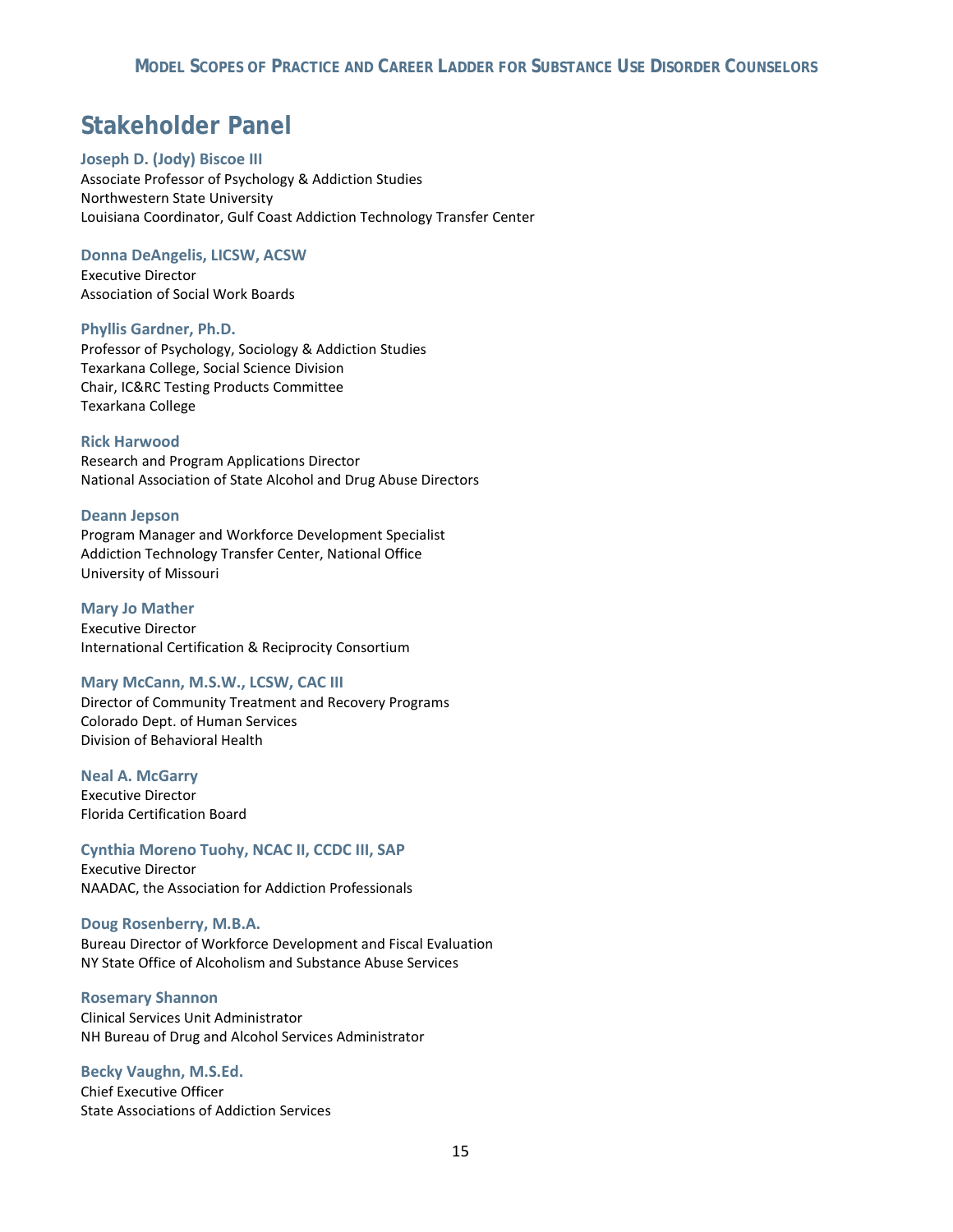## Stakeholder Panel

**Joseph D. (Jody) Biscoe III**
Associate Professor of Psychology & Addiction Studies
Northwestern State University
Louisiana Coordinator, Gulf Coast Addiction Technology Transfer Center

**Donna DeAngelis, LICSW, ACSW**
Executive Director
Association of Social Work Boards

**Phyllis Gardner, Ph.D.**
Professor of Psychology, Sociology & Addiction Studies
Texarkana College, Social Science Division
Chair, IC&RC Testing Products Committee
Texarkana College

**Rick Harwood**
Research and Program Applications Director
National Association of State Alcohol and Drug Abuse Directors

**Deann Jepson**
Program Manager and Workforce Development Specialist
Addiction Technology Transfer Center, National Office
University of Missouri

**Mary Jo Mather**
Executive Director
International Certification & Reciprocity Consortium

**Mary McCann, M.S.W., LCSW, CAC III**
Director of Community Treatment and Recovery Programs
Colorado Dept. of Human Services
Division of Behavioral Health

**Neal A. McGarry**
Executive Director
Florida Certification Board

**Cynthia Moreno Tuohy, NCAC II, CCDC III, SAP**
Executive Director
NAADAC, the Association for Addiction Professionals

**Doug Rosenberry, M.B.A.**
Bureau Director of Workforce Development and Fiscal Evaluation
NY State Office of Alcoholism and Substance Abuse Services

**Rosemary Shannon**
Clinical Services Unit Administrator
NH Bureau of Drug and Alcohol Services Administrator

**Becky Vaughn, M.S.Ed.**
Chief Executive Officer
State Associations of Addiction Services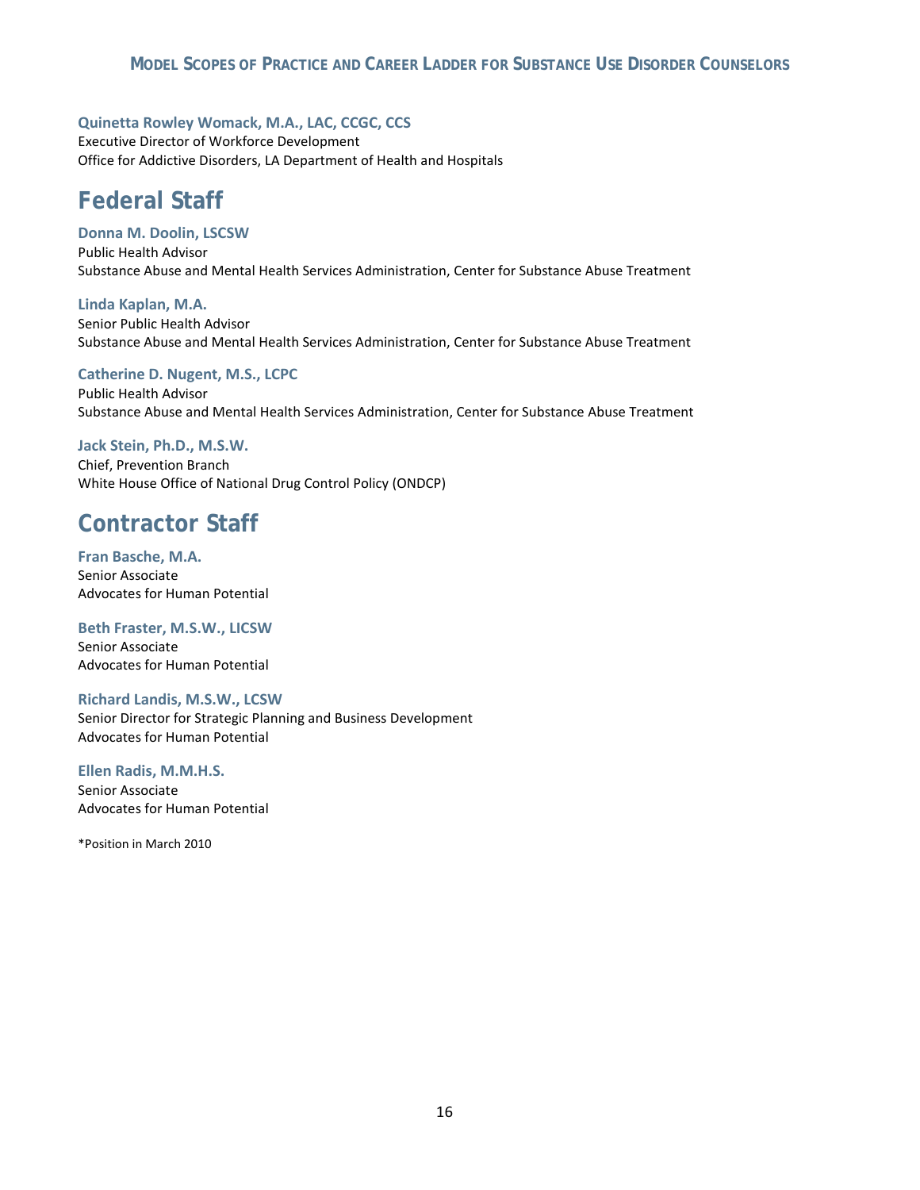**Quinetta Rowley Womack, M.A., LAC, CCGC, CCS**
Executive Director of Workforce Development
Office for Addictive Disorders, LA Department of Health and Hospitals

## Federal Staff

**Donna M. Doolin, LSCSW**
Public Health Advisor
Substance Abuse and Mental Health Services Administration, Center for Substance Abuse Treatment

**Linda Kaplan, M.A.**
Senior Public Health Advisor
Substance Abuse and Mental Health Services Administration, Center for Substance Abuse Treatment

**Catherine D. Nugent, M.S., LCPC**
Public Health Advisor
Substance Abuse and Mental Health Services Administration, Center for Substance Abuse Treatment

**Jack Stein, Ph.D., M.S.W.**
Chief, Prevention Branch
White House Office of National Drug Control Policy (ONDCP)

## Contractor Staff

**Fran Basche, M.A.**
Senior Associate
Advocates for Human Potential

**Beth Fraster, M.S.W., LICSW**
Senior Associate
Advocates for Human Potential

**Richard Landis, M.S.W., LCSW**
Senior Director for Strategic Planning and Business Development
Advocates for Human Potential

**Ellen Radis, M.M.H.S.**
Senior Associate
Advocates for Human Potential

*Position in March 2010